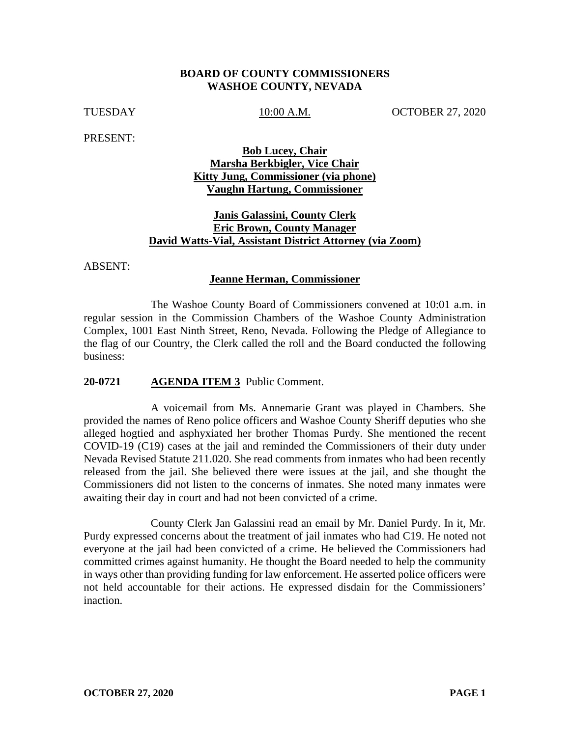**BOARD OF COUNTY COMMISSIONERS**
**WASHOE COUNTY, NEVADA**

TUESDAY 10:00 A.M. OCTOBER 27, 2020

PRESENT:

**Bob Lucey, Chair**
**Marsha Berkbigler, Vice Chair**
**Kitty Jung, Commissioner (via phone)**
**Vaughn Hartung, Commissioner**

**Janis Galassini, County Clerk**
**Eric Brown, County Manager**
**David Watts-Vial, Assistant District Attorney (via Zoom)**

ABSENT:

**Jeanne Herman, Commissioner**

The Washoe County Board of Commissioners convened at 10:01 a.m. in regular session in the Commission Chambers of the Washoe County Administration Complex, 1001 East Ninth Street, Reno, Nevada. Following the Pledge of Allegiance to the flag of our Country, the Clerk called the roll and the Board conducted the following business:

**20-0721 AGENDA ITEM 3** Public Comment.

A voicemail from Ms. Annemarie Grant was played in Chambers. She provided the names of Reno police officers and Washoe County Sheriff deputies who she alleged hogtied and asphyxiated her brother Thomas Purdy. She mentioned the recent COVID-19 (C19) cases at the jail and reminded the Commissioners of their duty under Nevada Revised Statute 211.020. She read comments from inmates who had been recently released from the jail. She believed there were issues at the jail, and she thought the Commissioners did not listen to the concerns of inmates. She noted many inmates were awaiting their day in court and had not been convicted of a crime.

County Clerk Jan Galassini read an email by Mr. Daniel Purdy. In it, Mr. Purdy expressed concerns about the treatment of jail inmates who had C19. He noted not everyone at the jail had been convicted of a crime. He believed the Commissioners had committed crimes against humanity. He thought the Board needed to help the community in ways other than providing funding for law enforcement. He asserted police officers were not held accountable for their actions. He expressed disdain for the Commissioners' inaction.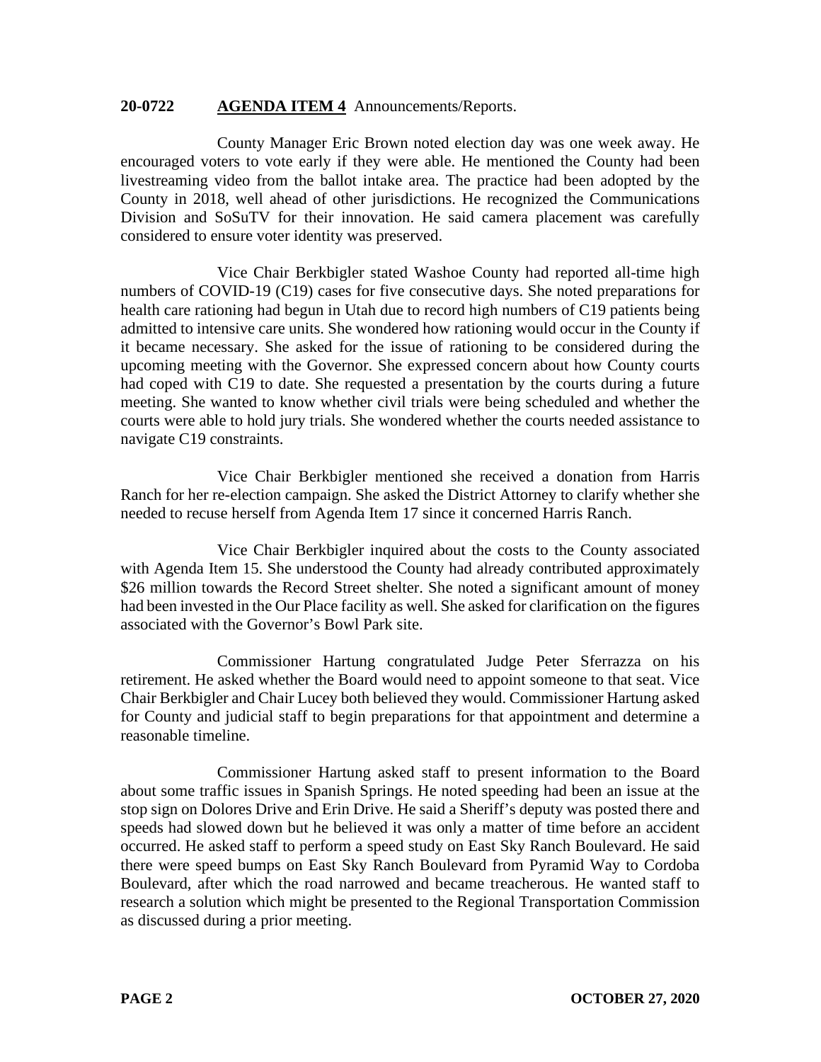**20-0722** **AGENDA ITEM 4** Announcements/Reports.

County Manager Eric Brown noted election day was one week away. He encouraged voters to vote early if they were able. He mentioned the County had been livestreaming video from the ballot intake area. The practice had been adopted by the County in 2018, well ahead of other jurisdictions. He recognized the Communications Division and SoSuTV for their innovation. He said camera placement was carefully considered to ensure voter identity was preserved.

Vice Chair Berkbigler stated Washoe County had reported all-time high numbers of COVID-19 (C19) cases for five consecutive days. She noted preparations for health care rationing had begun in Utah due to record high numbers of C19 patients being admitted to intensive care units. She wondered how rationing would occur in the County if it became necessary. She asked for the issue of rationing to be considered during the upcoming meeting with the Governor. She expressed concern about how County courts had coped with C19 to date. She requested a presentation by the courts during a future meeting. She wanted to know whether civil trials were being scheduled and whether the courts were able to hold jury trials. She wondered whether the courts needed assistance to navigate C19 constraints.

Vice Chair Berkbigler mentioned she received a donation from Harris Ranch for her re-election campaign. She asked the District Attorney to clarify whether she needed to recuse herself from Agenda Item 17 since it concerned Harris Ranch.

Vice Chair Berkbigler inquired about the costs to the County associated with Agenda Item 15. She understood the County had already contributed approximately $26 million towards the Record Street shelter. She noted a significant amount of money had been invested in the Our Place facility as well. She asked for clarification on the figures associated with the Governor's Bowl Park site.

Commissioner Hartung congratulated Judge Peter Sferrazza on his retirement. He asked whether the Board would need to appoint someone to that seat. Vice Chair Berkbigler and Chair Lucey both believed they would. Commissioner Hartung asked for County and judicial staff to begin preparations for that appointment and determine a reasonable timeline.

Commissioner Hartung asked staff to present information to the Board about some traffic issues in Spanish Springs. He noted speeding had been an issue at the stop sign on Dolores Drive and Erin Drive. He said a Sheriff's deputy was posted there and speeds had slowed down but he believed it was only a matter of time before an accident occurred. He asked staff to perform a speed study on East Sky Ranch Boulevard. He said there were speed bumps on East Sky Ranch Boulevard from Pyramid Way to Cordoba Boulevard, after which the road narrowed and became treacherous. He wanted staff to research a solution which might be presented to the Regional Transportation Commission as discussed during a prior meeting.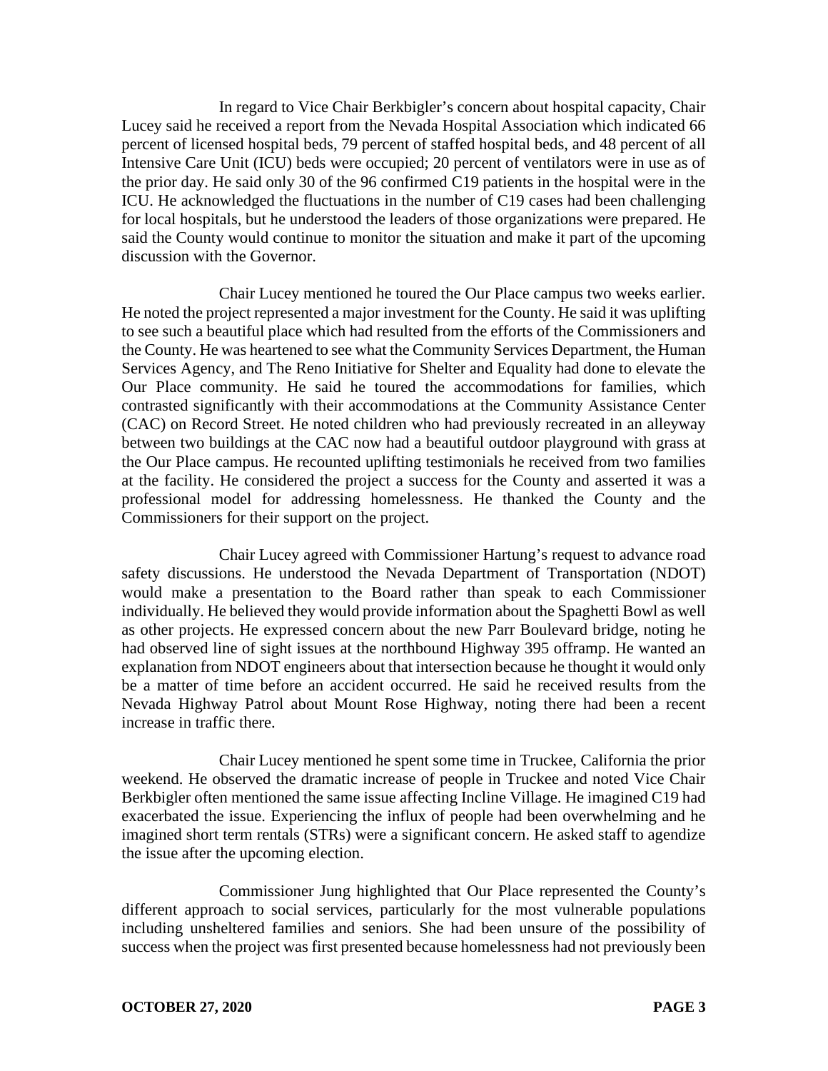In regard to Vice Chair Berkbigler's concern about hospital capacity, Chair Lucey said he received a report from the Nevada Hospital Association which indicated 66 percent of licensed hospital beds, 79 percent of staffed hospital beds, and 48 percent of all Intensive Care Unit (ICU) beds were occupied; 20 percent of ventilators were in use as of the prior day. He said only 30 of the 96 confirmed C19 patients in the hospital were in the ICU. He acknowledged the fluctuations in the number of C19 cases had been challenging for local hospitals, but he understood the leaders of those organizations were prepared. He said the County would continue to monitor the situation and make it part of the upcoming discussion with the Governor.

Chair Lucey mentioned he toured the Our Place campus two weeks earlier. He noted the project represented a major investment for the County. He said it was uplifting to see such a beautiful place which had resulted from the efforts of the Commissioners and the County. He was heartened to see what the Community Services Department, the Human Services Agency, and The Reno Initiative for Shelter and Equality had done to elevate the Our Place community. He said he toured the accommodations for families, which contrasted significantly with their accommodations at the Community Assistance Center (CAC) on Record Street. He noted children who had previously recreated in an alleyway between two buildings at the CAC now had a beautiful outdoor playground with grass at the Our Place campus. He recounted uplifting testimonials he received from two families at the facility. He considered the project a success for the County and asserted it was a professional model for addressing homelessness. He thanked the County and the Commissioners for their support on the project.

Chair Lucey agreed with Commissioner Hartung's request to advance road safety discussions. He understood the Nevada Department of Transportation (NDOT) would make a presentation to the Board rather than speak to each Commissioner individually. He believed they would provide information about the Spaghetti Bowl as well as other projects. He expressed concern about the new Parr Boulevard bridge, noting he had observed line of sight issues at the northbound Highway 395 offramp. He wanted an explanation from NDOT engineers about that intersection because he thought it would only be a matter of time before an accident occurred. He said he received results from the Nevada Highway Patrol about Mount Rose Highway, noting there had been a recent increase in traffic there.

Chair Lucey mentioned he spent some time in Truckee, California the prior weekend. He observed the dramatic increase of people in Truckee and noted Vice Chair Berkbigler often mentioned the same issue affecting Incline Village. He imagined C19 had exacerbated the issue. Experiencing the influx of people had been overwhelming and he imagined short term rentals (STRs) were a significant concern. He asked staff to agendize the issue after the upcoming election.

Commissioner Jung highlighted that Our Place represented the County's different approach to social services, particularly for the most vulnerable populations including unsheltered families and seniors. She had been unsure of the possibility of success when the project was first presented because homelessness had not previously been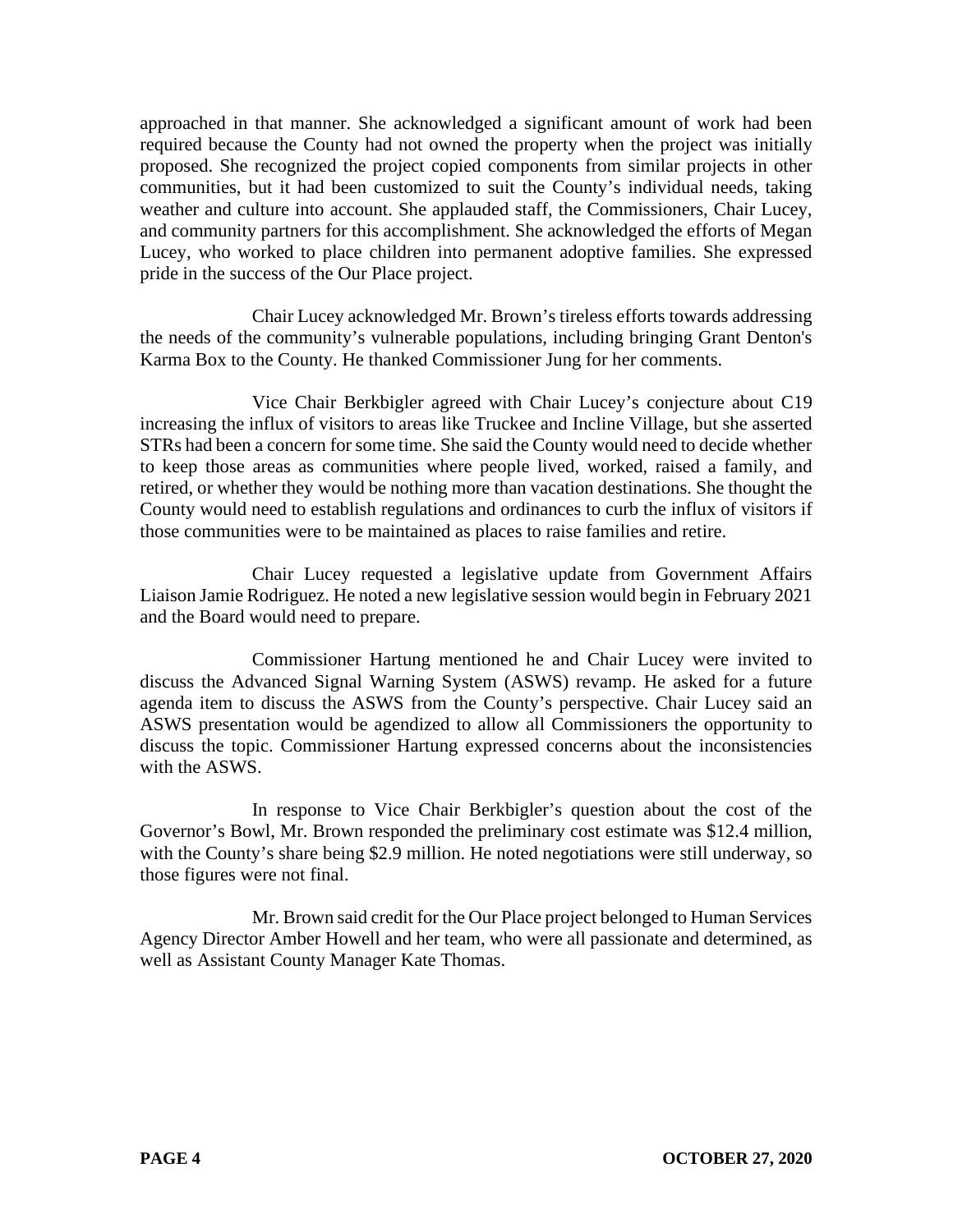approached in that manner. She acknowledged a significant amount of work had been required because the County had not owned the property when the project was initially proposed. She recognized the project copied components from similar projects in other communities, but it had been customized to suit the County's individual needs, taking weather and culture into account. She applauded staff, the Commissioners, Chair Lucey, and community partners for this accomplishment. She acknowledged the efforts of Megan Lucey, who worked to place children into permanent adoptive families. She expressed pride in the success of the Our Place project.

Chair Lucey acknowledged Mr. Brown's tireless efforts towards addressing the needs of the community's vulnerable populations, including bringing Grant Denton's Karma Box to the County. He thanked Commissioner Jung for her comments.

Vice Chair Berkbigler agreed with Chair Lucey's conjecture about C19 increasing the influx of visitors to areas like Truckee and Incline Village, but she asserted STRs had been a concern for some time. She said the County would need to decide whether to keep those areas as communities where people lived, worked, raised a family, and retired, or whether they would be nothing more than vacation destinations. She thought the County would need to establish regulations and ordinances to curb the influx of visitors if those communities were to be maintained as places to raise families and retire.

Chair Lucey requested a legislative update from Government Affairs Liaison Jamie Rodriguez. He noted a new legislative session would begin in February 2021 and the Board would need to prepare.

Commissioner Hartung mentioned he and Chair Lucey were invited to discuss the Advanced Signal Warning System (ASWS) revamp. He asked for a future agenda item to discuss the ASWS from the County's perspective. Chair Lucey said an ASWS presentation would be agendized to allow all Commissioners the opportunity to discuss the topic. Commissioner Hartung expressed concerns about the inconsistencies with the ASWS.

In response to Vice Chair Berkbigler's question about the cost of the Governor's Bowl, Mr. Brown responded the preliminary cost estimate was $12.4 million, with the County's share being $2.9 million. He noted negotiations were still underway, so those figures were not final.

Mr. Brown said credit for the Our Place project belonged to Human Services Agency Director Amber Howell and her team, who were all passionate and determined, as well as Assistant County Manager Kate Thomas.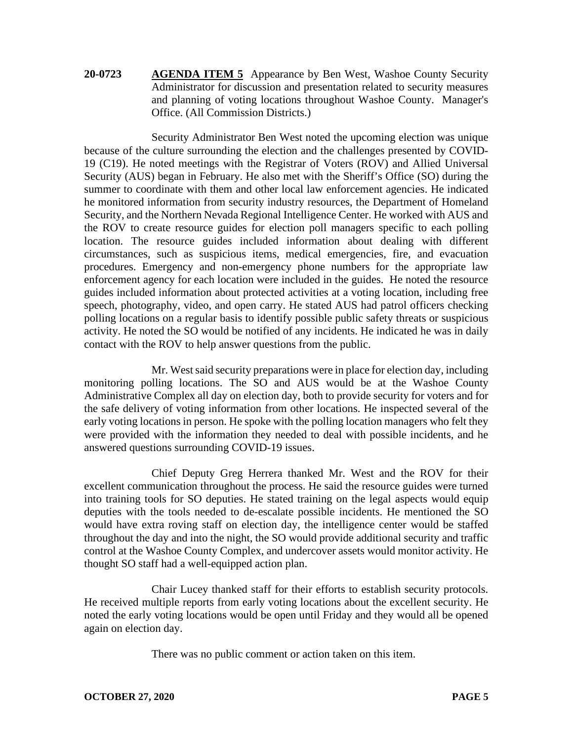**20-0723** **AGENDA ITEM 5** Appearance by Ben West, Washoe County Security Administrator for discussion and presentation related to security measures and planning of voting locations throughout Washoe County. Manager's Office. (All Commission Districts.)

Security Administrator Ben West noted the upcoming election was unique because of the culture surrounding the election and the challenges presented by COVID-19 (C19). He noted meetings with the Registrar of Voters (ROV) and Allied Universal Security (AUS) began in February. He also met with the Sheriff's Office (SO) during the summer to coordinate with them and other local law enforcement agencies. He indicated he monitored information from security industry resources, the Department of Homeland Security, and the Northern Nevada Regional Intelligence Center. He worked with AUS and the ROV to create resource guides for election poll managers specific to each polling location. The resource guides included information about dealing with different circumstances, such as suspicious items, medical emergencies, fire, and evacuation procedures. Emergency and non-emergency phone numbers for the appropriate law enforcement agency for each location were included in the guides. He noted the resource guides included information about protected activities at a voting location, including free speech, photography, video, and open carry. He stated AUS had patrol officers checking polling locations on a regular basis to identify possible public safety threats or suspicious activity. He noted the SO would be notified of any incidents. He indicated he was in daily contact with the ROV to help answer questions from the public.

Mr. West said security preparations were in place for election day, including monitoring polling locations. The SO and AUS would be at the Washoe County Administrative Complex all day on election day, both to provide security for voters and for the safe delivery of voting information from other locations. He inspected several of the early voting locations in person. He spoke with the polling location managers who felt they were provided with the information they needed to deal with possible incidents, and he answered questions surrounding COVID-19 issues.

Chief Deputy Greg Herrera thanked Mr. West and the ROV for their excellent communication throughout the process. He said the resource guides were turned into training tools for SO deputies. He stated training on the legal aspects would equip deputies with the tools needed to de-escalate possible incidents. He mentioned the SO would have extra roving staff on election day, the intelligence center would be staffed throughout the day and into the night, the SO would provide additional security and traffic control at the Washoe County Complex, and undercover assets would monitor activity. He thought SO staff had a well-equipped action plan.

Chair Lucey thanked staff for their efforts to establish security protocols. He received multiple reports from early voting locations about the excellent security. He noted the early voting locations would be open until Friday and they would all be opened again on election day.

There was no public comment or action taken on this item.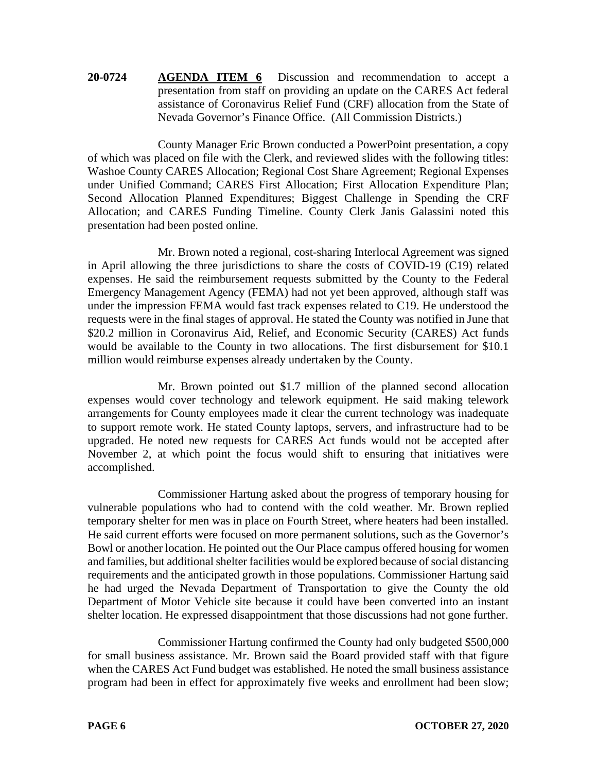**20-0724** **AGENDA ITEM 6** Discussion and recommendation to accept a presentation from staff on providing an update on the CARES Act federal assistance of Coronavirus Relief Fund (CRF) allocation from the State of Nevada Governor's Finance Office. (All Commission Districts.)

County Manager Eric Brown conducted a PowerPoint presentation, a copy of which was placed on file with the Clerk, and reviewed slides with the following titles: Washoe County CARES Allocation; Regional Cost Share Agreement; Regional Expenses under Unified Command; CARES First Allocation; First Allocation Expenditure Plan; Second Allocation Planned Expenditures; Biggest Challenge in Spending the CRF Allocation; and CARES Funding Timeline. County Clerk Janis Galassini noted this presentation had been posted online.

Mr. Brown noted a regional, cost-sharing Interlocal Agreement was signed in April allowing the three jurisdictions to share the costs of COVID-19 (C19) related expenses. He said the reimbursement requests submitted by the County to the Federal Emergency Management Agency (FEMA) had not yet been approved, although staff was under the impression FEMA would fast track expenses related to C19. He understood the requests were in the final stages of approval. He stated the County was notified in June that $20.2 million in Coronavirus Aid, Relief, and Economic Security (CARES) Act funds would be available to the County in two allocations. The first disbursement for $10.1 million would reimburse expenses already undertaken by the County.

Mr. Brown pointed out $1.7 million of the planned second allocation expenses would cover technology and telework equipment. He said making telework arrangements for County employees made it clear the current technology was inadequate to support remote work. He stated County laptops, servers, and infrastructure had to be upgraded. He noted new requests for CARES Act funds would not be accepted after November 2, at which point the focus would shift to ensuring that initiatives were accomplished.

Commissioner Hartung asked about the progress of temporary housing for vulnerable populations who had to contend with the cold weather. Mr. Brown replied temporary shelter for men was in place on Fourth Street, where heaters had been installed. He said current efforts were focused on more permanent solutions, such as the Governor's Bowl or another location. He pointed out the Our Place campus offered housing for women and families, but additional shelter facilities would be explored because of social distancing requirements and the anticipated growth in those populations. Commissioner Hartung said he had urged the Nevada Department of Transportation to give the County the old Department of Motor Vehicle site because it could have been converted into an instant shelter location. He expressed disappointment that those discussions had not gone further.

Commissioner Hartung confirmed the County had only budgeted $500,000 for small business assistance. Mr. Brown said the Board provided staff with that figure when the CARES Act Fund budget was established. He noted the small business assistance program had been in effect for approximately five weeks and enrollment had been slow;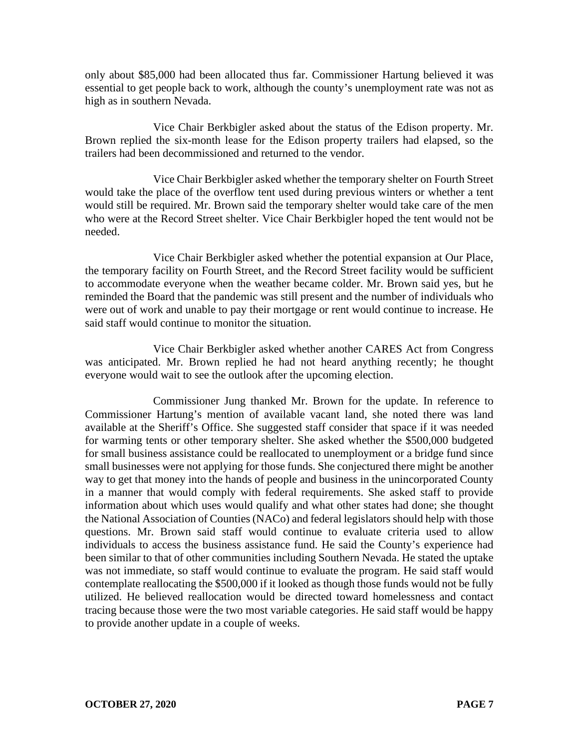only about $85,000 had been allocated thus far. Commissioner Hartung believed it was essential to get people back to work, although the county's unemployment rate was not as high as in southern Nevada.

Vice Chair Berkbigler asked about the status of the Edison property. Mr. Brown replied the six-month lease for the Edison property trailers had elapsed, so the trailers had been decommissioned and returned to the vendor.

Vice Chair Berkbigler asked whether the temporary shelter on Fourth Street would take the place of the overflow tent used during previous winters or whether a tent would still be required. Mr. Brown said the temporary shelter would take care of the men who were at the Record Street shelter. Vice Chair Berkbigler hoped the tent would not be needed.

Vice Chair Berkbigler asked whether the potential expansion at Our Place, the temporary facility on Fourth Street, and the Record Street facility would be sufficient to accommodate everyone when the weather became colder. Mr. Brown said yes, but he reminded the Board that the pandemic was still present and the number of individuals who were out of work and unable to pay their mortgage or rent would continue to increase. He said staff would continue to monitor the situation.

Vice Chair Berkbigler asked whether another CARES Act from Congress was anticipated. Mr. Brown replied he had not heard anything recently; he thought everyone would wait to see the outlook after the upcoming election.

Commissioner Jung thanked Mr. Brown for the update. In reference to Commissioner Hartung's mention of available vacant land, she noted there was land available at the Sheriff's Office. She suggested staff consider that space if it was needed for warming tents or other temporary shelter. She asked whether the $500,000 budgeted for small business assistance could be reallocated to unemployment or a bridge fund since small businesses were not applying for those funds. She conjectured there might be another way to get that money into the hands of people and business in the unincorporated County in a manner that would comply with federal requirements. She asked staff to provide information about which uses would qualify and what other states had done; she thought the National Association of Counties (NACo) and federal legislators should help with those questions. Mr. Brown said staff would continue to evaluate criteria used to allow individuals to access the business assistance fund. He said the County's experience had been similar to that of other communities including Southern Nevada. He stated the uptake was not immediate, so staff would continue to evaluate the program. He said staff would contemplate reallocating the $500,000 if it looked as though those funds would not be fully utilized. He believed reallocation would be directed toward homelessness and contact tracing because those were the two most variable categories. He said staff would be happy to provide another update in a couple of weeks.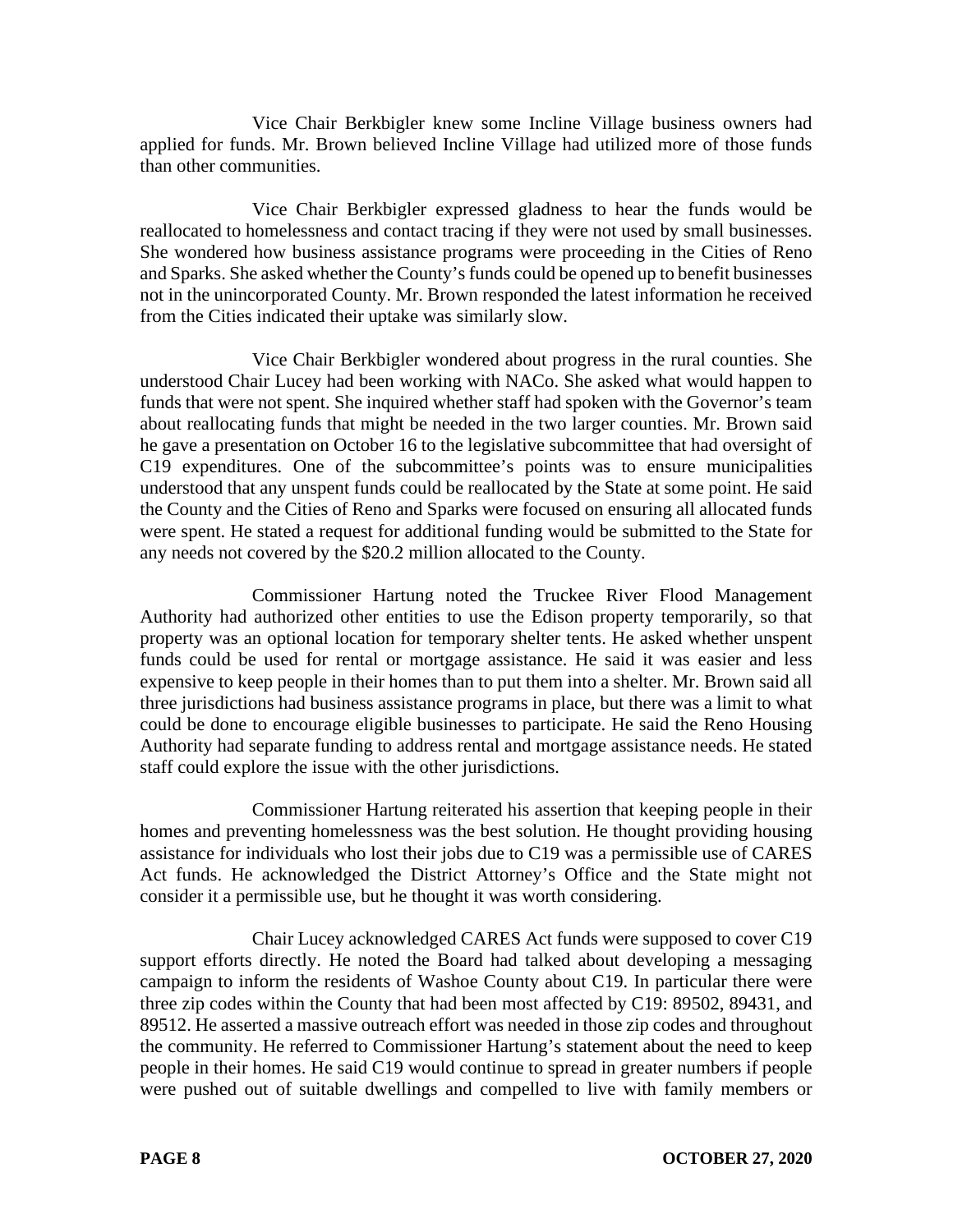Vice Chair Berkbigler knew some Incline Village business owners had applied for funds. Mr. Brown believed Incline Village had utilized more of those funds than other communities.

Vice Chair Berkbigler expressed gladness to hear the funds would be reallocated to homelessness and contact tracing if they were not used by small businesses. She wondered how business assistance programs were proceeding in the Cities of Reno and Sparks. She asked whether the County's funds could be opened up to benefit businesses not in the unincorporated County. Mr. Brown responded the latest information he received from the Cities indicated their uptake was similarly slow.

Vice Chair Berkbigler wondered about progress in the rural counties. She understood Chair Lucey had been working with NACo. She asked what would happen to funds that were not spent. She inquired whether staff had spoken with the Governor's team about reallocating funds that might be needed in the two larger counties. Mr. Brown said he gave a presentation on October 16 to the legislative subcommittee that had oversight of C19 expenditures. One of the subcommittee's points was to ensure municipalities understood that any unspent funds could be reallocated by the State at some point. He said the County and the Cities of Reno and Sparks were focused on ensuring all allocated funds were spent. He stated a request for additional funding would be submitted to the State for any needs not covered by the $20.2 million allocated to the County.

Commissioner Hartung noted the Truckee River Flood Management Authority had authorized other entities to use the Edison property temporarily, so that property was an optional location for temporary shelter tents. He asked whether unspent funds could be used for rental or mortgage assistance. He said it was easier and less expensive to keep people in their homes than to put them into a shelter. Mr. Brown said all three jurisdictions had business assistance programs in place, but there was a limit to what could be done to encourage eligible businesses to participate. He said the Reno Housing Authority had separate funding to address rental and mortgage assistance needs. He stated staff could explore the issue with the other jurisdictions.

Commissioner Hartung reiterated his assertion that keeping people in their homes and preventing homelessness was the best solution. He thought providing housing assistance for individuals who lost their jobs due to C19 was a permissible use of CARES Act funds. He acknowledged the District Attorney's Office and the State might not consider it a permissible use, but he thought it was worth considering.

Chair Lucey acknowledged CARES Act funds were supposed to cover C19 support efforts directly. He noted the Board had talked about developing a messaging campaign to inform the residents of Washoe County about C19. In particular there were three zip codes within the County that had been most affected by C19: 89502, 89431, and 89512. He asserted a massive outreach effort was needed in those zip codes and throughout the community. He referred to Commissioner Hartung's statement about the need to keep people in their homes. He said C19 would continue to spread in greater numbers if people were pushed out of suitable dwellings and compelled to live with family members or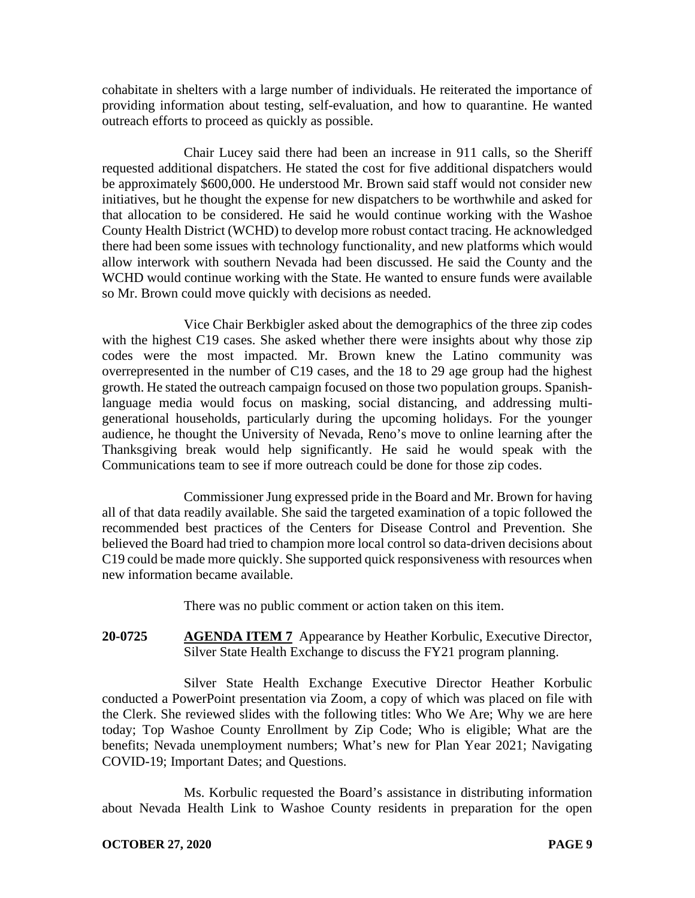cohabitate in shelters with a large number of individuals. He reiterated the importance of providing information about testing, self-evaluation, and how to quarantine. He wanted outreach efforts to proceed as quickly as possible.

Chair Lucey said there had been an increase in 911 calls, so the Sheriff requested additional dispatchers. He stated the cost for five additional dispatchers would be approximately $600,000. He understood Mr. Brown said staff would not consider new initiatives, but he thought the expense for new dispatchers to be worthwhile and asked for that allocation to be considered. He said he would continue working with the Washoe County Health District (WCHD) to develop more robust contact tracing. He acknowledged there had been some issues with technology functionality, and new platforms which would allow interwork with southern Nevada had been discussed. He said the County and the WCHD would continue working with the State. He wanted to ensure funds were available so Mr. Brown could move quickly with decisions as needed.

Vice Chair Berkbigler asked about the demographics of the three zip codes with the highest C19 cases. She asked whether there were insights about why those zip codes were the most impacted. Mr. Brown knew the Latino community was overrepresented in the number of C19 cases, and the 18 to 29 age group had the highest growth. He stated the outreach campaign focused on those two population groups. Spanish-language media would focus on masking, social distancing, and addressing multi-generational households, particularly during the upcoming holidays. For the younger audience, he thought the University of Nevada, Reno's move to online learning after the Thanksgiving break would help significantly. He said he would speak with the Communications team to see if more outreach could be done for those zip codes.

Commissioner Jung expressed pride in the Board and Mr. Brown for having all of that data readily available. She said the targeted examination of a topic followed the recommended best practices of the Centers for Disease Control and Prevention. She believed the Board had tried to champion more local control so data-driven decisions about C19 could be made more quickly. She supported quick responsiveness with resources when new information became available.

There was no public comment or action taken on this item.

**20-0725** **AGENDA ITEM 7** Appearance by Heather Korbulic, Executive Director, Silver State Health Exchange to discuss the FY21 program planning.

Silver State Health Exchange Executive Director Heather Korbulic conducted a PowerPoint presentation via Zoom, a copy of which was placed on file with the Clerk. She reviewed slides with the following titles: Who We Are; Why we are here today; Top Washoe County Enrollment by Zip Code; Who is eligible; What are the benefits; Nevada unemployment numbers; What's new for Plan Year 2021; Navigating COVID-19; Important Dates; and Questions.

Ms. Korbulic requested the Board's assistance in distributing information about Nevada Health Link to Washoe County residents in preparation for the open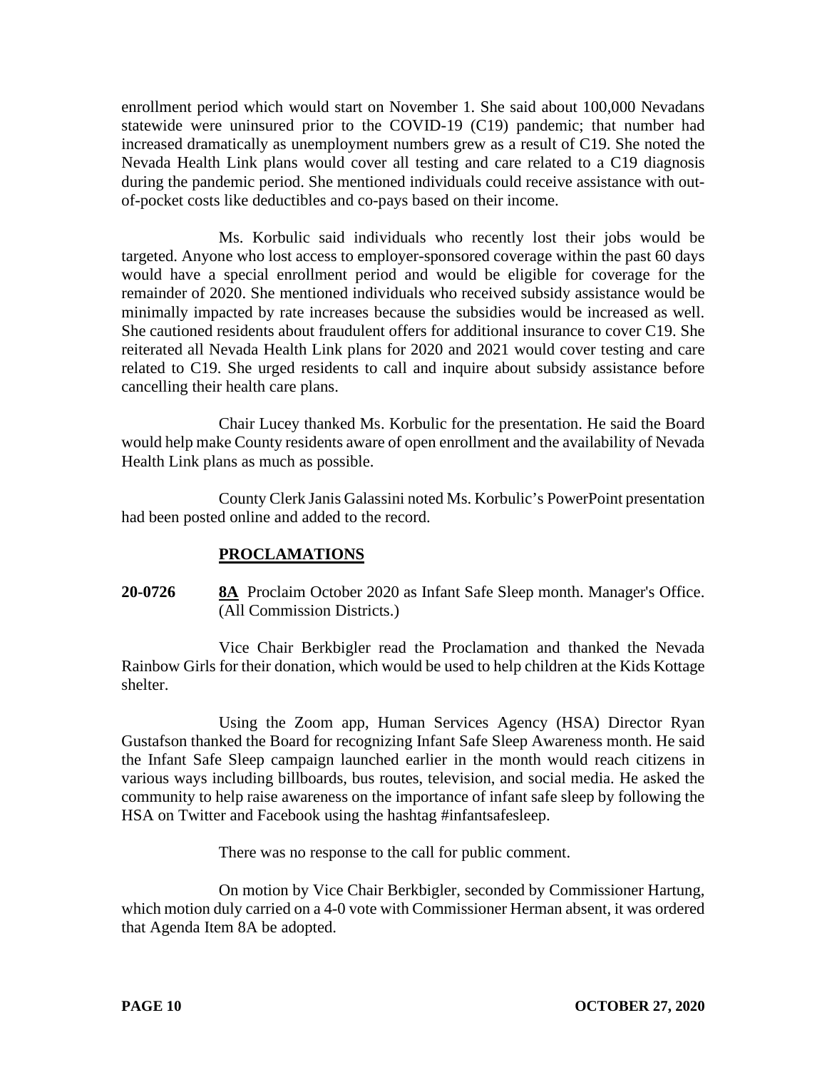enrollment period which would start on November 1. She said about 100,000 Nevadans statewide were uninsured prior to the COVID-19 (C19) pandemic; that number had increased dramatically as unemployment numbers grew as a result of C19. She noted the Nevada Health Link plans would cover all testing and care related to a C19 diagnosis during the pandemic period. She mentioned individuals could receive assistance with out-of-pocket costs like deductibles and co-pays based on their income.

Ms. Korbulic said individuals who recently lost their jobs would be targeted. Anyone who lost access to employer-sponsored coverage within the past 60 days would have a special enrollment period and would be eligible for coverage for the remainder of 2020. She mentioned individuals who received subsidy assistance would be minimally impacted by rate increases because the subsidies would be increased as well. She cautioned residents about fraudulent offers for additional insurance to cover C19. She reiterated all Nevada Health Link plans for 2020 and 2021 would cover testing and care related to C19. She urged residents to call and inquire about subsidy assistance before cancelling their health care plans.

Chair Lucey thanked Ms. Korbulic for the presentation. He said the Board would help make County residents aware of open enrollment and the availability of Nevada Health Link plans as much as possible.

County Clerk Janis Galassini noted Ms. Korbulic's PowerPoint presentation had been posted online and added to the record.

## PROCLAMATIONS

**20-0726** **8A** Proclaim October 2020 as Infant Safe Sleep month. Manager's Office. (All Commission Districts.)

Vice Chair Berkbigler read the Proclamation and thanked the Nevada Rainbow Girls for their donation, which would be used to help children at the Kids Kottage shelter.

Using the Zoom app, Human Services Agency (HSA) Director Ryan Gustafson thanked the Board for recognizing Infant Safe Sleep Awareness month. He said the Infant Safe Sleep campaign launched earlier in the month would reach citizens in various ways including billboards, bus routes, television, and social media. He asked the community to help raise awareness on the importance of infant safe sleep by following the HSA on Twitter and Facebook using the hashtag #infantsafesleep.

There was no response to the call for public comment.

On motion by Vice Chair Berkbigler, seconded by Commissioner Hartung, which motion duly carried on a 4-0 vote with Commissioner Herman absent, it was ordered that Agenda Item 8A be adopted.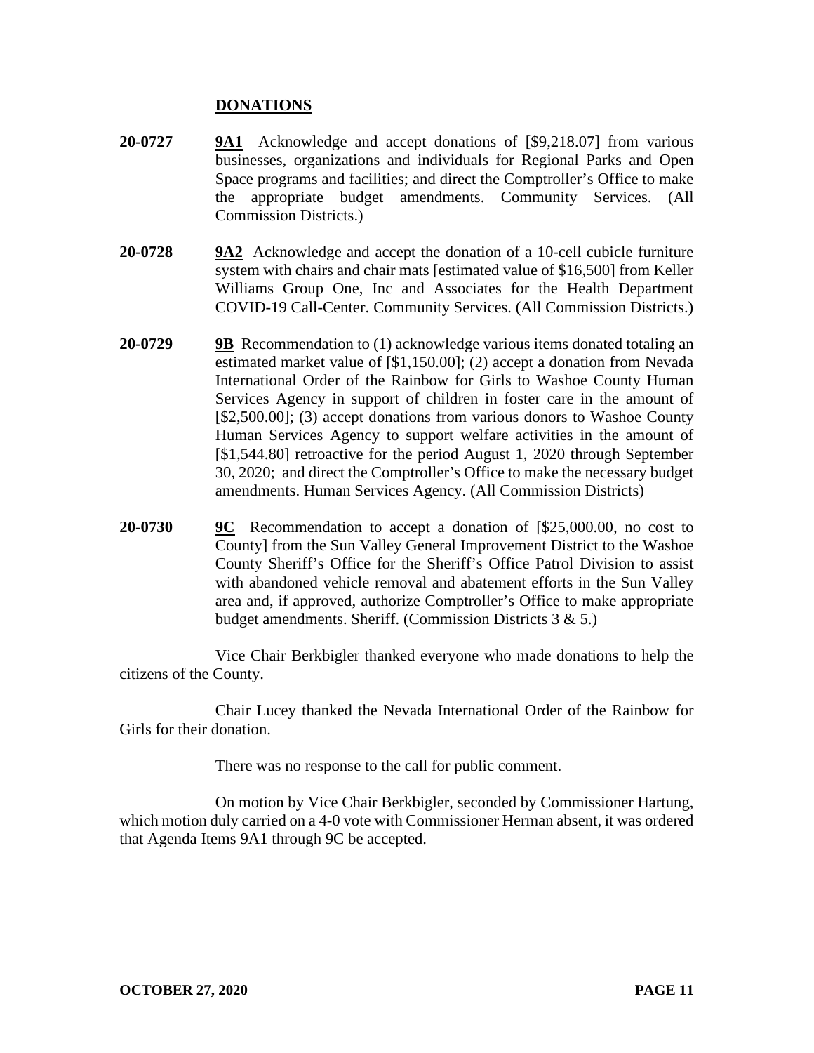## DONATIONS

**20-0727** **9A1** Acknowledge and accept donations of [$9,218.07] from various businesses, organizations and individuals for Regional Parks and Open Space programs and facilities; and direct the Comptroller's Office to make the appropriate budget amendments. Community Services. (All Commission Districts.)

**20-0728** **9A2** Acknowledge and accept the donation of a 10-cell cubicle furniture system with chairs and chair mats [estimated value of $16,500] from Keller Williams Group One, Inc and Associates for the Health Department COVID-19 Call-Center. Community Services. (All Commission Districts.)

**20-0729** **9B** Recommendation to (1) acknowledge various items donated totaling an estimated market value of [$1,150.00]; (2) accept a donation from Nevada International Order of the Rainbow for Girls to Washoe County Human Services Agency in support of children in foster care in the amount of [$2,500.00]; (3) accept donations from various donors to Washoe County Human Services Agency to support welfare activities in the amount of [$1,544.80] retroactive for the period August 1, 2020 through September 30, 2020; and direct the Comptroller's Office to make the necessary budget amendments. Human Services Agency. (All Commission Districts)

**20-0730** **9C** Recommendation to accept a donation of [$25,000.00, no cost to County] from the Sun Valley General Improvement District to the Washoe County Sheriff's Office for the Sheriff's Office Patrol Division to assist with abandoned vehicle removal and abatement efforts in the Sun Valley area and, if approved, authorize Comptroller's Office to make appropriate budget amendments. Sheriff. (Commission Districts 3 & 5.)

Vice Chair Berkbigler thanked everyone who made donations to help the citizens of the County.

Chair Lucey thanked the Nevada International Order of the Rainbow for Girls for their donation.

There was no response to the call for public comment.

On motion by Vice Chair Berkbigler, seconded by Commissioner Hartung, which motion duly carried on a 4-0 vote with Commissioner Herman absent, it was ordered that Agenda Items 9A1 through 9C be accepted.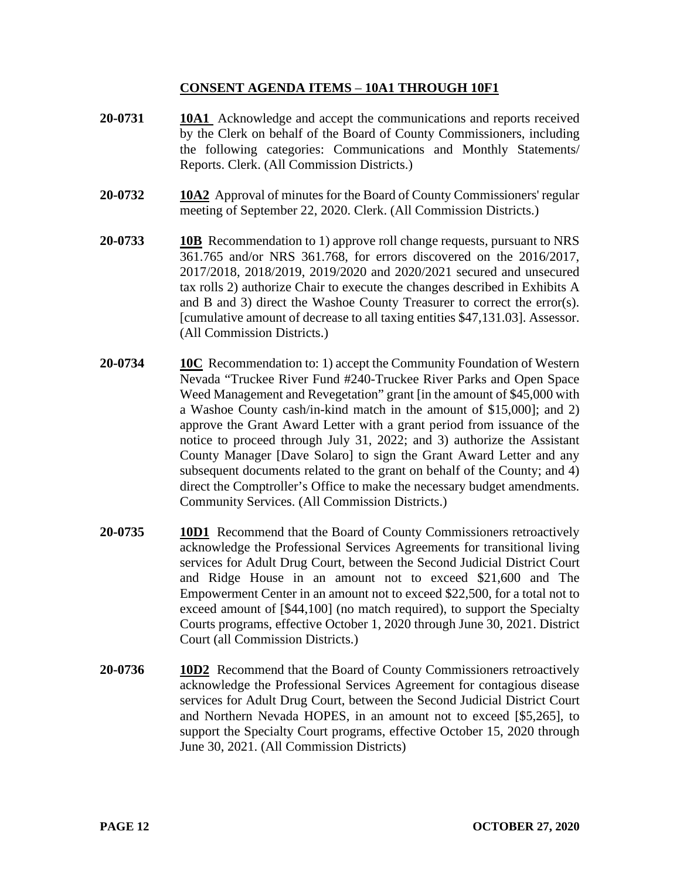## CONSENT AGENDA ITEMS – 10A1 THROUGH 10F1

**20-0731** **10A1** Acknowledge and accept the communications and reports received by the Clerk on behalf of the Board of County Commissioners, including the following categories: Communications and Monthly Statements/ Reports. Clerk. (All Commission Districts.)

**20-0732** **10A2** Approval of minutes for the Board of County Commissioners' regular meeting of September 22, 2020. Clerk. (All Commission Districts.)

**20-0733** **10B** Recommendation to 1) approve roll change requests, pursuant to NRS 361.765 and/or NRS 361.768, for errors discovered on the 2016/2017, 2017/2018, 2018/2019, 2019/2020 and 2020/2021 secured and unsecured tax rolls 2) authorize Chair to execute the changes described in Exhibits A and B and 3) direct the Washoe County Treasurer to correct the error(s). [cumulative amount of decrease to all taxing entities $47,131.03]. Assessor. (All Commission Districts.)

**20-0734** **10C** Recommendation to: 1) accept the Community Foundation of Western Nevada "Truckee River Fund #240-Truckee River Parks and Open Space Weed Management and Revegetation" grant [in the amount of $45,000 with a Washoe County cash/in-kind match in the amount of $15,000]; and 2) approve the Grant Award Letter with a grant period from issuance of the notice to proceed through July 31, 2022; and 3) authorize the Assistant County Manager [Dave Solaro] to sign the Grant Award Letter and any subsequent documents related to the grant on behalf of the County; and 4) direct the Comptroller's Office to make the necessary budget amendments. Community Services. (All Commission Districts.)

**20-0735** **10D1** Recommend that the Board of County Commissioners retroactively acknowledge the Professional Services Agreements for transitional living services for Adult Drug Court, between the Second Judicial District Court and Ridge House in an amount not to exceed $21,600 and The Empowerment Center in an amount not to exceed $22,500, for a total not to exceed amount of [$44,100] (no match required), to support the Specialty Courts programs, effective October 1, 2020 through June 30, 2021. District Court (all Commission Districts.)

**20-0736** **10D2** Recommend that the Board of County Commissioners retroactively acknowledge the Professional Services Agreement for contagious disease services for Adult Drug Court, between the Second Judicial District Court and Northern Nevada HOPES, in an amount not to exceed [$5,265], to support the Specialty Court programs, effective October 15, 2020 through June 30, 2021. (All Commission Districts)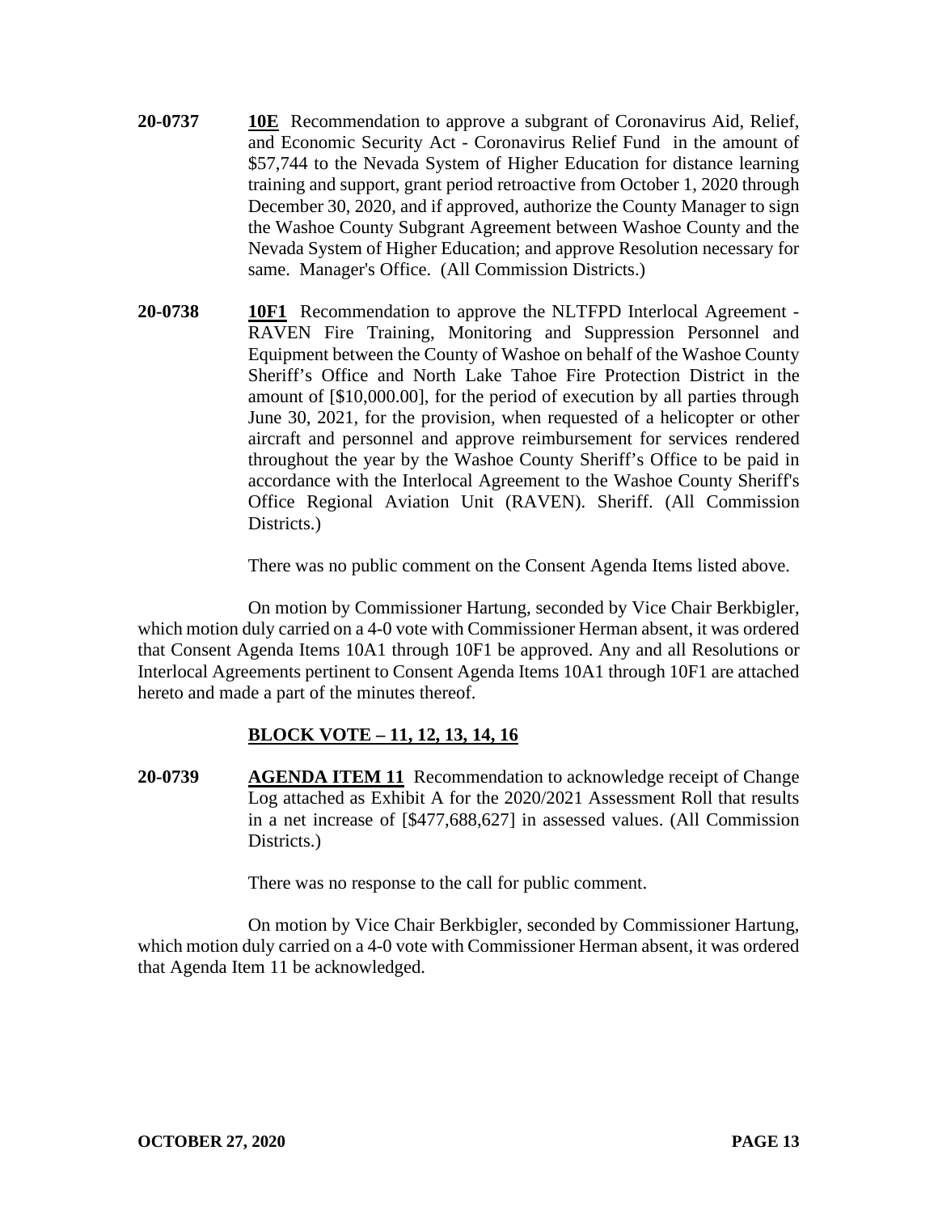**20-0737** **10E** Recommendation to approve a subgrant of Coronavirus Aid, Relief, and Economic Security Act - Coronavirus Relief Fund in the amount of $57,744 to the Nevada System of Higher Education for distance learning training and support, grant period retroactive from October 1, 2020 through December 30, 2020, and if approved, authorize the County Manager to sign the Washoe County Subgrant Agreement between Washoe County and the Nevada System of Higher Education; and approve Resolution necessary for same. Manager's Office. (All Commission Districts.)

**20-0738** **10F1** Recommendation to approve the NLTFPD Interlocal Agreement - RAVEN Fire Training, Monitoring and Suppression Personnel and Equipment between the County of Washoe on behalf of the Washoe County Sheriff's Office and North Lake Tahoe Fire Protection District in the amount of [$10,000.00], for the period of execution by all parties through June 30, 2021, for the provision, when requested of a helicopter or other aircraft and personnel and approve reimbursement for services rendered throughout the year by the Washoe County Sheriff's Office to be paid in accordance with the Interlocal Agreement to the Washoe County Sheriff's Office Regional Aviation Unit (RAVEN). Sheriff. (All Commission Districts.)

There was no public comment on the Consent Agenda Items listed above.

On motion by Commissioner Hartung, seconded by Vice Chair Berkbigler, which motion duly carried on a 4-0 vote with Commissioner Herman absent, it was ordered that Consent Agenda Items 10A1 through 10F1 be approved. Any and all Resolutions or Interlocal Agreements pertinent to Consent Agenda Items 10A1 through 10F1 are attached hereto and made a part of the minutes thereof.

**BLOCK VOTE – 11, 12, 13, 14, 16**

**20-0739** **AGENDA ITEM 11** Recommendation to acknowledge receipt of Change Log attached as Exhibit A for the 2020/2021 Assessment Roll that results in a net increase of [$477,688,627] in assessed values. (All Commission Districts.)

There was no response to the call for public comment.

On motion by Vice Chair Berkbigler, seconded by Commissioner Hartung, which motion duly carried on a 4-0 vote with Commissioner Herman absent, it was ordered that Agenda Item 11 be acknowledged.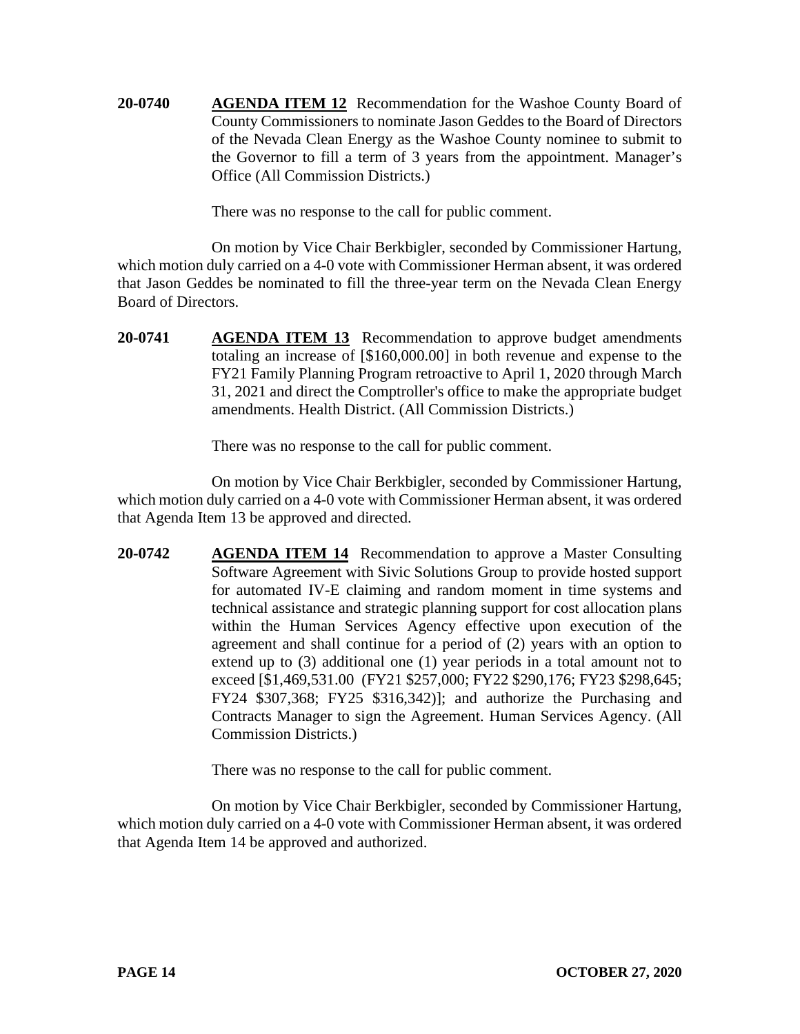**20-0740** **AGENDA ITEM 12** Recommendation for the Washoe County Board of County Commissioners to nominate Jason Geddes to the Board of Directors of the Nevada Clean Energy as the Washoe County nominee to submit to the Governor to fill a term of 3 years from the appointment. Manager's Office (All Commission Districts.)

There was no response to the call for public comment.

On motion by Vice Chair Berkbigler, seconded by Commissioner Hartung, which motion duly carried on a 4-0 vote with Commissioner Herman absent, it was ordered that Jason Geddes be nominated to fill the three-year term on the Nevada Clean Energy Board of Directors.

**20-0741** **AGENDA ITEM 13** Recommendation to approve budget amendments totaling an increase of [$160,000.00] in both revenue and expense to the FY21 Family Planning Program retroactive to April 1, 2020 through March 31, 2021 and direct the Comptroller's office to make the appropriate budget amendments. Health District. (All Commission Districts.)

There was no response to the call for public comment.

On motion by Vice Chair Berkbigler, seconded by Commissioner Hartung, which motion duly carried on a 4-0 vote with Commissioner Herman absent, it was ordered that Agenda Item 13 be approved and directed.

**20-0742** **AGENDA ITEM 14** Recommendation to approve a Master Consulting Software Agreement with Sivic Solutions Group to provide hosted support for automated IV-E claiming and random moment in time systems and technical assistance and strategic planning support for cost allocation plans within the Human Services Agency effective upon execution of the agreement and shall continue for a period of (2) years with an option to extend up to (3) additional one (1) year periods in a total amount not to exceed [$1,469,531.00 (FY21 $257,000; FY22 $290,176; FY23 $298,645; FY24 $307,368; FY25 $316,342)]; and authorize the Purchasing and Contracts Manager to sign the Agreement. Human Services Agency. (All Commission Districts.)

There was no response to the call for public comment.

On motion by Vice Chair Berkbigler, seconded by Commissioner Hartung, which motion duly carried on a 4-0 vote with Commissioner Herman absent, it was ordered that Agenda Item 14 be approved and authorized.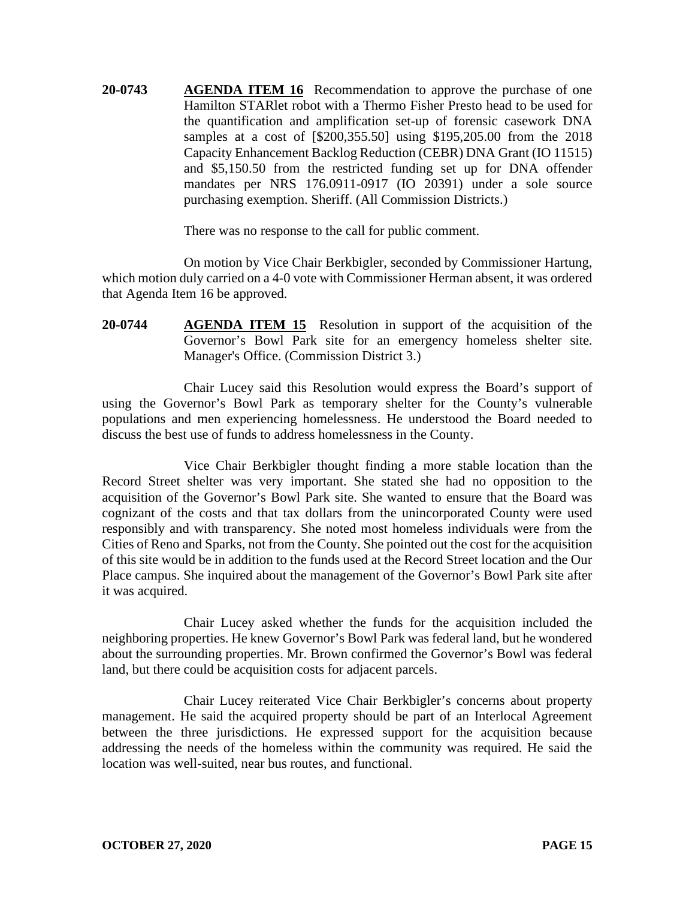**20-0743** **AGENDA ITEM 16** Recommendation to approve the purchase of one Hamilton STARlet robot with a Thermo Fisher Presto head to be used for the quantification and amplification set-up of forensic casework DNA samples at a cost of [$200,355.50] using $195,205.00 from the 2018 Capacity Enhancement Backlog Reduction (CEBR) DNA Grant (IO 11515) and $5,150.50 from the restricted funding set up for DNA offender mandates per NRS 176.0911-0917 (IO 20391) under a sole source purchasing exemption. Sheriff. (All Commission Districts.)

There was no response to the call for public comment.

On motion by Vice Chair Berkbigler, seconded by Commissioner Hartung, which motion duly carried on a 4-0 vote with Commissioner Herman absent, it was ordered that Agenda Item 16 be approved.

**20-0744** **AGENDA ITEM 15** Resolution in support of the acquisition of the Governor's Bowl Park site for an emergency homeless shelter site. Manager's Office. (Commission District 3.)

Chair Lucey said this Resolution would express the Board's support of using the Governor's Bowl Park as temporary shelter for the County's vulnerable populations and men experiencing homelessness. He understood the Board needed to discuss the best use of funds to address homelessness in the County.

Vice Chair Berkbigler thought finding a more stable location than the Record Street shelter was very important. She stated she had no opposition to the acquisition of the Governor's Bowl Park site. She wanted to ensure that the Board was cognizant of the costs and that tax dollars from the unincorporated County were used responsibly and with transparency. She noted most homeless individuals were from the Cities of Reno and Sparks, not from the County. She pointed out the cost for the acquisition of this site would be in addition to the funds used at the Record Street location and the Our Place campus. She inquired about the management of the Governor's Bowl Park site after it was acquired.

Chair Lucey asked whether the funds for the acquisition included the neighboring properties. He knew Governor's Bowl Park was federal land, but he wondered about the surrounding properties. Mr. Brown confirmed the Governor's Bowl was federal land, but there could be acquisition costs for adjacent parcels.

Chair Lucey reiterated Vice Chair Berkbigler's concerns about property management. He said the acquired property should be part of an Interlocal Agreement between the three jurisdictions. He expressed support for the acquisition because addressing the needs of the homeless within the community was required. He said the location was well-suited, near bus routes, and functional.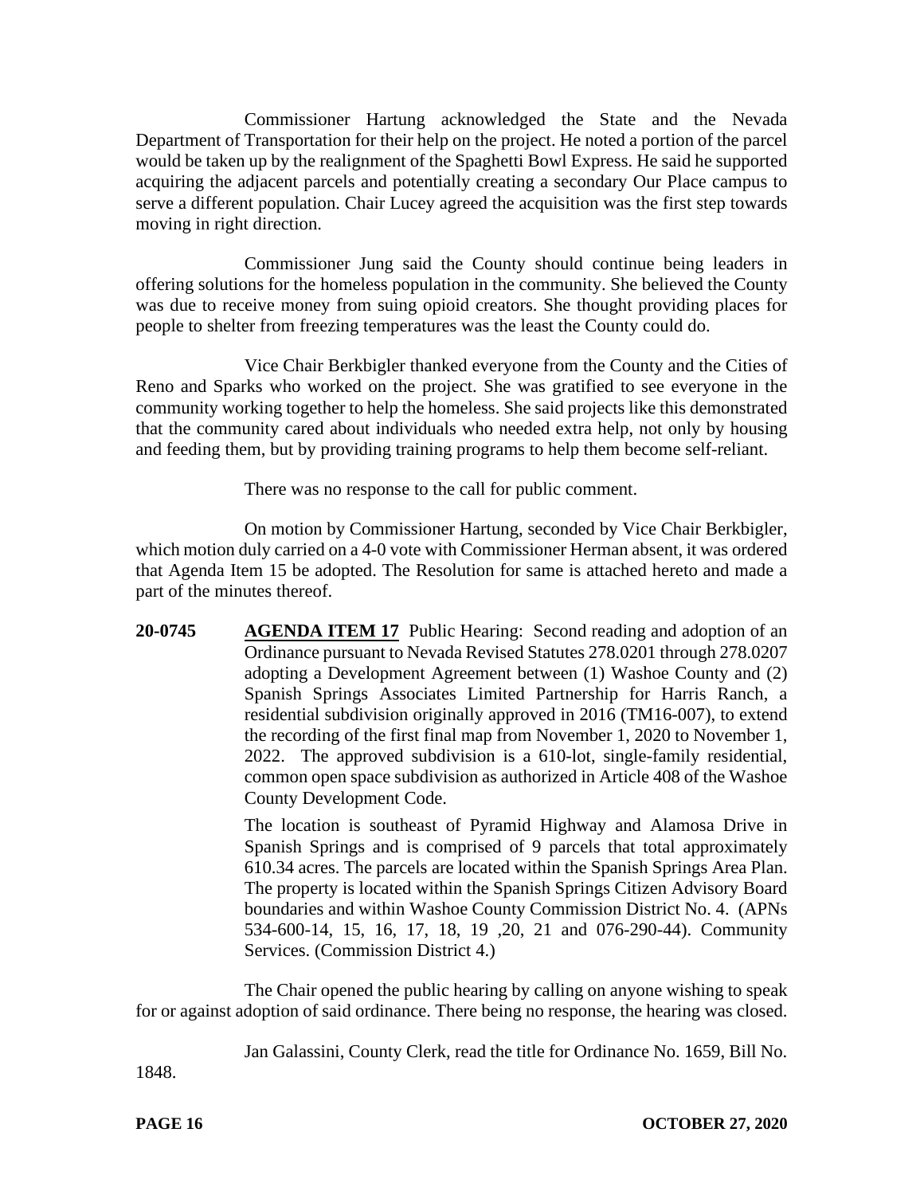Commissioner Hartung acknowledged the State and the Nevada Department of Transportation for their help on the project. He noted a portion of the parcel would be taken up by the realignment of the Spaghetti Bowl Express. He said he supported acquiring the adjacent parcels and potentially creating a secondary Our Place campus to serve a different population. Chair Lucey agreed the acquisition was the first step towards moving in right direction.

Commissioner Jung said the County should continue being leaders in offering solutions for the homeless population in the community. She believed the County was due to receive money from suing opioid creators. She thought providing places for people to shelter from freezing temperatures was the least the County could do.

Vice Chair Berkbigler thanked everyone from the County and the Cities of Reno and Sparks who worked on the project. She was gratified to see everyone in the community working together to help the homeless. She said projects like this demonstrated that the community cared about individuals who needed extra help, not only by housing and feeding them, but by providing training programs to help them become self-reliant.

There was no response to the call for public comment.

On motion by Commissioner Hartung, seconded by Vice Chair Berkbigler, which motion duly carried on a 4-0 vote with Commissioner Herman absent, it was ordered that Agenda Item 15 be adopted. The Resolution for same is attached hereto and made a part of the minutes thereof.

**20-0745** **AGENDA ITEM 17** Public Hearing: Second reading and adoption of an Ordinance pursuant to Nevada Revised Statutes 278.0201 through 278.0207 adopting a Development Agreement between (1) Washoe County and (2) Spanish Springs Associates Limited Partnership for Harris Ranch, a residential subdivision originally approved in 2016 (TM16-007), to extend the recording of the first final map from November 1, 2020 to November 1, 2022. The approved subdivision is a 610-lot, single-family residential, common open space subdivision as authorized in Article 408 of the Washoe County Development Code.

The location is southeast of Pyramid Highway and Alamosa Drive in Spanish Springs and is comprised of 9 parcels that total approximately 610.34 acres. The parcels are located within the Spanish Springs Area Plan. The property is located within the Spanish Springs Citizen Advisory Board boundaries and within Washoe County Commission District No. 4. (APNs 534-600-14, 15, 16, 17, 18, 19 ,20, 21 and 076-290-44). Community Services. (Commission District 4.)

The Chair opened the public hearing by calling on anyone wishing to speak for or against adoption of said ordinance. There being no response, the hearing was closed.

Jan Galassini, County Clerk, read the title for Ordinance No. 1659, Bill No. 1848.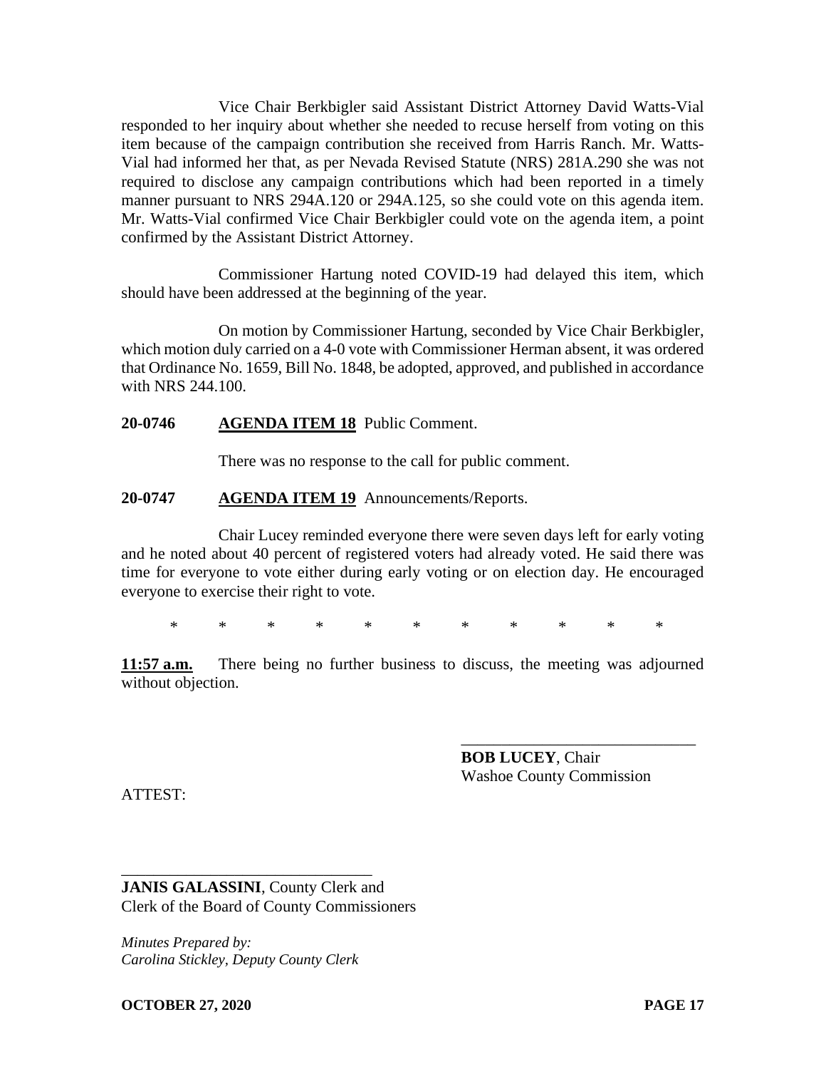Vice Chair Berkbigler said Assistant District Attorney David Watts-Vial responded to her inquiry about whether she needed to recuse herself from voting on this item because of the campaign contribution she received from Harris Ranch. Mr. Watts-Vial had informed her that, as per Nevada Revised Statute (NRS) 281A.290 she was not required to disclose any campaign contributions which had been reported in a timely manner pursuant to NRS 294A.120 or 294A.125, so she could vote on this agenda item. Mr. Watts-Vial confirmed Vice Chair Berkbigler could vote on the agenda item, a point confirmed by the Assistant District Attorney.

Commissioner Hartung noted COVID-19 had delayed this item, which should have been addressed at the beginning of the year.

On motion by Commissioner Hartung, seconded by Vice Chair Berkbigler, which motion duly carried on a 4-0 vote with Commissioner Herman absent, it was ordered that Ordinance No. 1659, Bill No. 1848, be adopted, approved, and published in accordance with NRS 244.100.

**20-0746** **AGENDA ITEM 18** Public Comment.

There was no response to the call for public comment.

**20-0747** **AGENDA ITEM 19** Announcements/Reports.

Chair Lucey reminded everyone there were seven days left for early voting and he noted about 40 percent of registered voters had already voted. He said there was time for everyone to vote either during early voting or on election day. He encouraged everyone to exercise their right to vote.

\* \* \* \* \* \* \* \* \* \* \*

**11:57 a.m.** There being no further business to discuss, the meeting was adjourned without objection.

\_\_\_\_\_\_\_\_\_\_\_\_\_\_\_\_\_\_\_\_\_\_\_\_\_\_\_\_\_\_
**BOB LUCEY**, Chair
Washoe County Commission

ATTEST:

\_\_\_\_\_\_\_\_\_\_\_\_\_\_\_\_\_\_\_\_\_\_\_\_\_\_\_\_\_\_
**JANIS GALASSINI**, County Clerk and
Clerk of the Board of County Commissioners

*Minutes Prepared by:*
*Carolina Stickley, Deputy County Clerk*